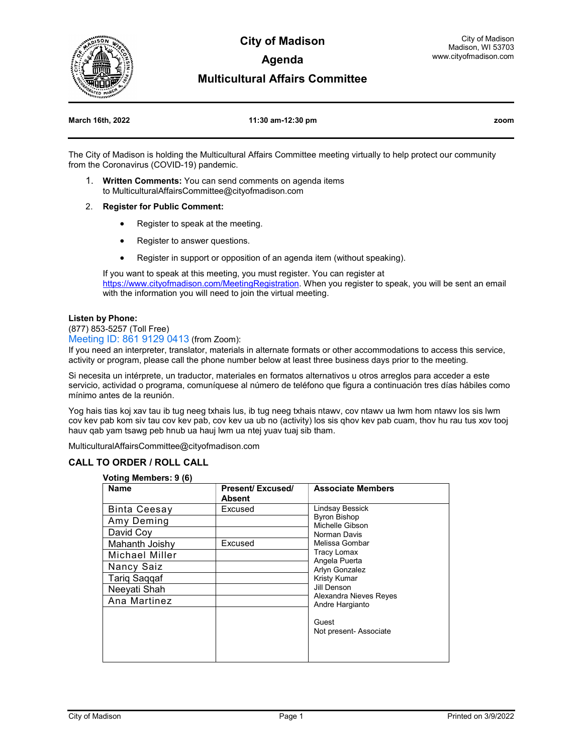# City of Madison

## Agenda

## Multicultural Affairs Committee

City of Madison
Madison, WI 53703
www.cityofmadison.com

**March 16th, 2022** | **11:30 am-12:30 pm** | **zoom**

The City of Madison is holding the Multicultural Affairs Committee meeting virtually to help protect our community from the Coronavirus (COVID-19) pandemic.

1. **Written Comments:** You can send comments on agenda items to MulticulturalAffairsCommittee@cityofmadison.com
2. **Register for Public Comment:**
   - Register to speak at the meeting.
   - Register to answer questions.
   - Register in support or opposition of an agenda item (without speaking).

   If you want to speak at this meeting, you must register. You can register at https://www.cityofmadison.com/MeetingRegistration. When you register to speak, you will be sent an email with the information you will need to join the virtual meeting.

**Listen by Phone:**
(877) 853-5257 (Toll Free)
Meeting ID: 861 9129 0413 (from Zoom):
If you need an interpreter, translator, materials in alternate formats or other accommodations to access this service, activity or program, please call the phone number below at least three business days prior to the meeting.

Si necesita un intérprete, un traductor, materiales en formatos alternativos u otros arreglos para acceder a este servicio, actividad o programa, comuníquese al número de teléfono que figura a continuación tres días hábiles como mínimo antes de la reunión.

Yog hais tias koj xav tau ib tug neeg txhais lus, ib tug neeg txhais ntawv, cov ntawv ua lwm hom ntawv los sis lwm cov kev pab kom siv tau cov kev pab, cov kev ua ub no (activity) los sis qhov kev pab cuam, thov hu rau tus xov tooj hauv qab yam tsawg peb hnub ua hauj lwm ua ntej yuav tuaj sib tham.

MulticulturalAffairsCommittee@cityofmadison.com

### CALL TO ORDER / ROLL CALL

**Voting Members: 9 (6)**

| Name | Present/ Excused/ Absent | Associate Members |
|---|---|---|
| Binta Ceesay | Excused | Lindsay Bessick |
| Amy Deming | | Byron Bishop |
| David Coy | | Michelle Gibson |
| Mahanth Joishy | Excused | Norman Davis |
| Michael Miller | | Melissa Gombar |
| Nancy Saiz | | Tracy Lomax |
| Tariq Saqqaf | | Angela Puerta |
| Neeyati Shah | | Arlyn Gonzalez |
| Ana Martinez | | Kristy Kumar |
| | | Jill Denson |
| | | Alexandra Nieves Reyes |
| | | Andre Hargianto |
| | | |
| | | Guest |
| | | Not present- Associate |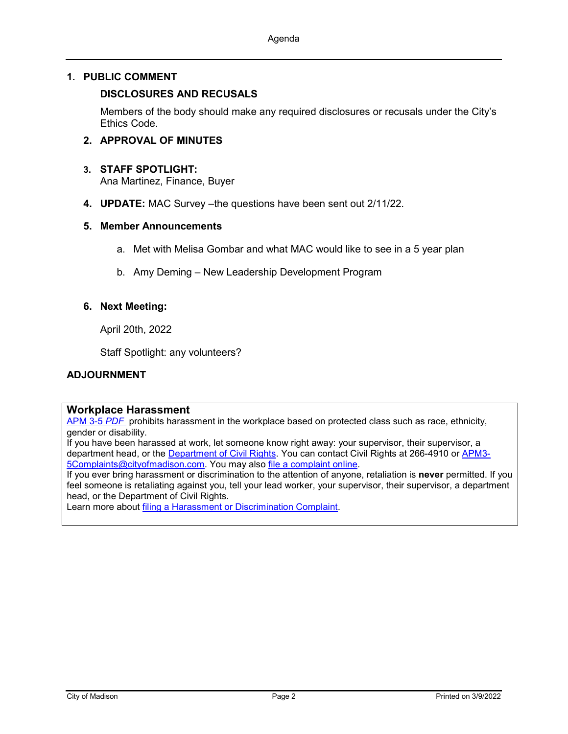## 1. PUBLIC COMMENT

### DISCLOSURES AND RECUSALS

Members of the body should make any required disclosures or recusals under the City's Ethics Code.

## 2. APPROVAL OF MINUTES

## 3. STAFF SPOTLIGHT:

Ana Martinez, Finance, Buyer

## 4. UPDATE: MAC Survey –the questions have been sent out 2/11/22.

## 5. Member Announcements

a. Met with Melisa Gombar and what MAC would like to see in a 5 year plan

b. Amy Deming – New Leadership Development Program

## 6. Next Meeting:

April 20th, 2022

Staff Spotlight: any volunteers?

## ADJOURNMENT

### Workplace Harassment

APM 3-5 *PDF* prohibits harassment in the workplace based on protected class such as race, ethnicity, gender or disability.

If you have been harassed at work, let someone know right away: your supervisor, their supervisor, a department head, or the Department of Civil Rights. You can contact Civil Rights at 266-4910 or APM3-5Complaints@cityofmadison.com. You may also file a complaint online.

If you ever bring harassment or discrimination to the attention of anyone, retaliation is **never** permitted. If you feel someone is retaliating against you, tell your lead worker, your supervisor, their supervisor, a department head, or the Department of Civil Rights.

Learn more about filing a Harassment or Discrimination Complaint.